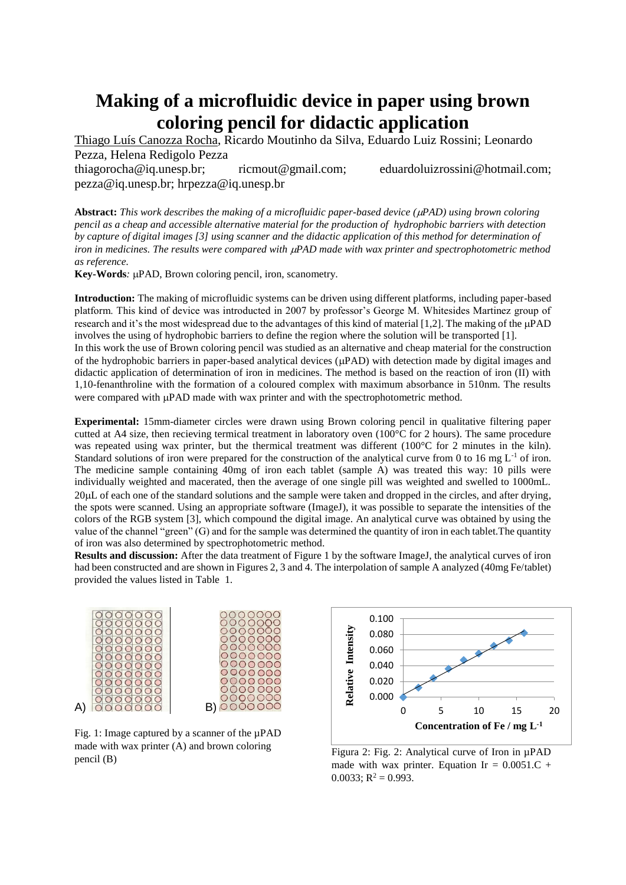# Making of a microfluidic device in paper using brown coloring pencil for didactic application

Thiago Luís Canozza Rocha, Ricardo Moutinho da Silva, Eduardo Luiz Rossini; Leonardo Pezza, Helena Redigolo Pezza

thiagorocha@iq.unesp.br; ricmout@gmail.com; eduardoluizrossini@hotmail.com; pezza@iq.unesp.br; hrpezza@iq.unesp.br

**Abstract:** *This work describes the making of a microfluidic paper-based device (μPAD) using brown coloring pencil as a cheap and accessible alternative material for the production of hydrophobic barriers with detection by capture of digital images [3] using scanner and the didactic application of this method for determination of iron in medicines. The results were compared with μPAD made with wax printer and spectrophotometric method as reference.*

**Key-Words***:* μPAD, Brown coloring pencil, iron, scanometry.

**Introduction:** The making of microfluidic systems can be driven using different platforms, including paper-based platform. This kind of device was introducted in 2007 by professor's George M. Whitesides Martinez group of research and it's the most widespread due to the advantages of this kind of material [1,2]. The making of the μPAD involves the using of hydrophobic barriers to define the region where the solution will be transported [1].

In this work the use of Brown coloring pencil was studied as an alternative and cheap material for the construction of the hydrophobic barriers in paper-based analytical devices (μPAD) with detection made by digital images and didactic application of determination of iron in medicines. The method is based on the reaction of iron (II) with 1,10-fenanthroline with the formation of a coloured complex with maximum absorbance in 510nm. The results were compared with μPAD made with wax printer and with the spectrophotometric method.

**Experimental:** 15mm-diameter circles were drawn using Brown coloring pencil in qualitative filtering paper cutted at A4 size, then recieving termical treatment in laboratory oven (100°C for 2 hours). The same procedure was repeated using wax printer, but the thermical treatment was different (100°C for 2 minutes in the kiln). Standard solutions of iron were prepared for the construction of the analytical curve from 0 to 16 mg $L^{-1}$ of iron. The medicine sample containing 40mg of iron each tablet (sample A) was treated this way: 10 pills were individually weighted and macerated, then the average of one single pill was weighted and swelled to 1000mL. 20μL of each one of the standard solutions and the sample were taken and dropped in the circles, and after drying, the spots were scanned. Using an appropriate software (ImageJ), it was possible to separate the intensities of the colors of the RGB system [3], which compound the digital image. An analytical curve was obtained by using the value of the channel "green" (G) and for the sample was determined the quantity of iron in each tablet.The quantity of iron was also determined by spectrophotometric method.

**Results and discussion:** After the data treatment of Figure 1 by the software ImageJ, the analytical curves of iron had been constructed and are shown in Figures 2, 3 and 4. The interpolation of sample A analyzed (40mg Fe/tablet) provided the values listed in Table 1.

Fig. 1: Image captured by a scanner of the μPAD made with wax printer (A) and brown coloring pencil (B)

Figura 2: Fig. 2: Analytical curve of Iron in μPAD made with wax printer. Equation Ir = 0.0051.C + 0.0033; $R^2 = 0.993$.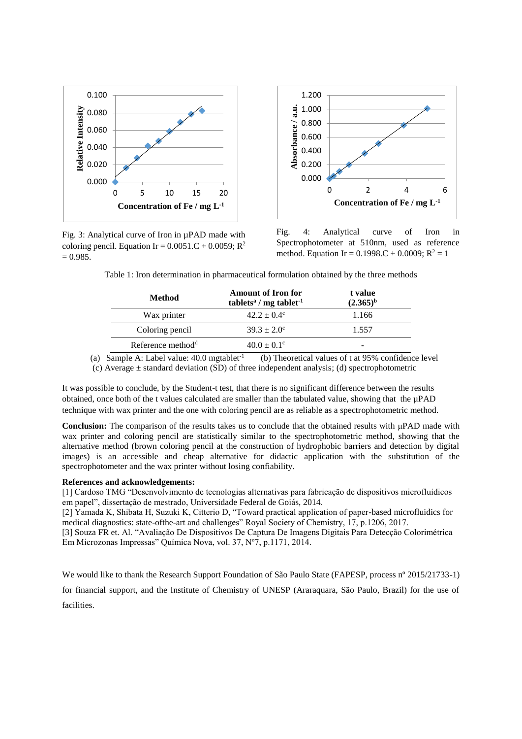0.100
0.080
0.060
0.040
0.020
0.000
0 5 10 15 20
Relative Intensity
Concentration of Fe / mg L$^{-1}$

Fig. 3: Analytical curve of Iron in μPAD made with coloring pencil. Equation Ir = 0.0051.C + 0.0059; $R^2$ = 0.985.

1.200
1.000
0.800
0.600
0.400
0.200
0.000
0 2 4 6
Absorbance / a.u.
Concentration of Fe / mg L$^{-1}$

Fig. 4: Analytical curve of Iron in Spectrophotometer at 510nm, used as reference method. Equation Ir = 0.1998.C + 0.0009; $R^2$ = 1

Table 1: Iron determination in pharmaceutical formulation obtained by the three methods

| Method | Amount of Iron for tablets[a] / mg tablet$^{-1}$ | t value (2.365)[b] |
|---|---|---|
| Wax printer | 42.2 ± 0.4[c] | 1.166 |
| Coloring pencil | 39.3 ± 2.0[c] | 1.557 |
| Reference method[d] | 40.0 ± 0.1[c] | - |

(a) Sample A: Label value: 40.0 mgtablet$^{-1}$ (b) Theoretical values of t at 95% confidence level
(c) Average ± standard deviation (SD) of three independent analysis; (d) spectrophotometric

It was possible to conclude, by the Student-t test, that there is no significant difference between the results obtained, once both of the t values calculated are smaller than the tabulated value, showing that the μPAD technique with wax printer and the one with coloring pencil are as reliable as a spectrophotometric method.

**Conclusion:** The comparison of the results takes us to conclude that the obtained results with μPAD made with wax printer and coloring pencil are statistically similar to the spectrophotometric method, showing that the alternative method (brown coloring pencil at the construction of hydrophobic barriers and detection by digital images) is an accessible and cheap alternative for didactic application with the substitution of the spectrophotometer and the wax printer without losing confiability.

**References and acknowledgements:**

[1] Cardoso TMG "Desenvolvimento de tecnologias alternativas para fabricação de dispositivos microfluídicos em papel", dissertação de mestrado, Universidade Federal de Goiás, 2014.

[2] Yamada K, Shibata H, Suzuki K, Citterio D, "Toward practical application of paper-based microfluidics for medical diagnostics: state-ofthe-art and challenges" Royal Society of Chemistry, 17, p.1206, 2017.

[3] Souza FR et. Al. "Avaliação De Dispositivos De Captura De Imagens Digitais Para Detecção Colorimétrica Em Microzonas Impressas" Química Nova, vol. 37, Nº7, p.1171, 2014.

We would like to thank the Research Support Foundation of São Paulo State (FAPESP, process nº 2015/21733-1) for financial support, and the Institute of Chemistry of UNESP (Araraquara, São Paulo, Brazil) for the use of facilities.